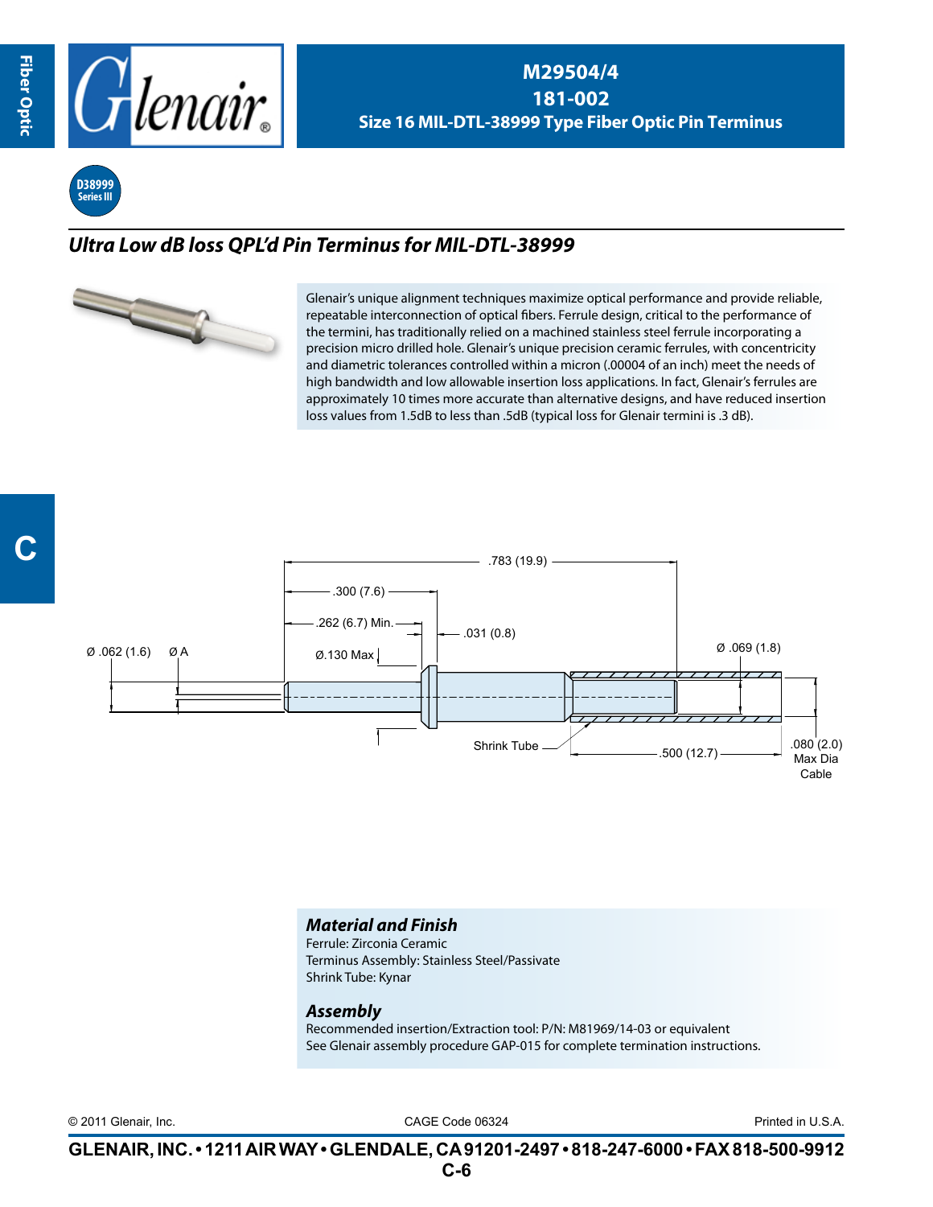# M29504/4
# 181-002
## Size 16 MIL-DTL-38999 Type Fiber Optic Pin Terminus

D38999 Series III

## *Ultra Low dB loss QPL'd Pin Terminus for MIL-DTL-38999*

Glenair's unique alignment techniques maximize optical performance and provide reliable, repeatable interconnection of optical fibers. Ferrule design, critical to the performance of the termini, has traditionally relied on a machined stainless steel ferrule incorporating a precision micro drilled hole. Glenair's unique precision ceramic ferrules, with concentricity and diametric tolerances controlled within a micron (.00004 of an inch) meet the needs of high bandwidth and low allowable insertion loss applications. In fact, Glenair's ferrules are approximately 10 times more accurate than alternative designs, and have reduced insertion loss values from 1.5dB to less than .5dB (typical loss for Glenair termini is .3 dB).

.783 (19.9)
.300 (7.6)
.262 (6.7) Min.
.031 (0.8)
Ø .062 (1.6)
Ø A
Ø.130 Max
Ø .069 (1.8)
Shrink Tube
.500 (12.7)
.080 (2.0) Max Dia Cable

### *Material and Finish*

Ferrule: Zirconia Ceramic
Terminus Assembly: Stainless Steel/Passivate
Shrink Tube: Kynar

### *Assembly*

Recommended insertion/Extraction tool: P/N: M81969/14-03 or equivalent
See Glenair assembly procedure GAP-015 for complete termination instructions.

© 2011 Glenair, Inc. CAGE Code 06324 Printed in U.S.A.

**GLENAIR, INC. • 1211 AIR WAY • GLENDALE, CA 91201-2497 • 818-247-6000 • FAX 818-500-9912**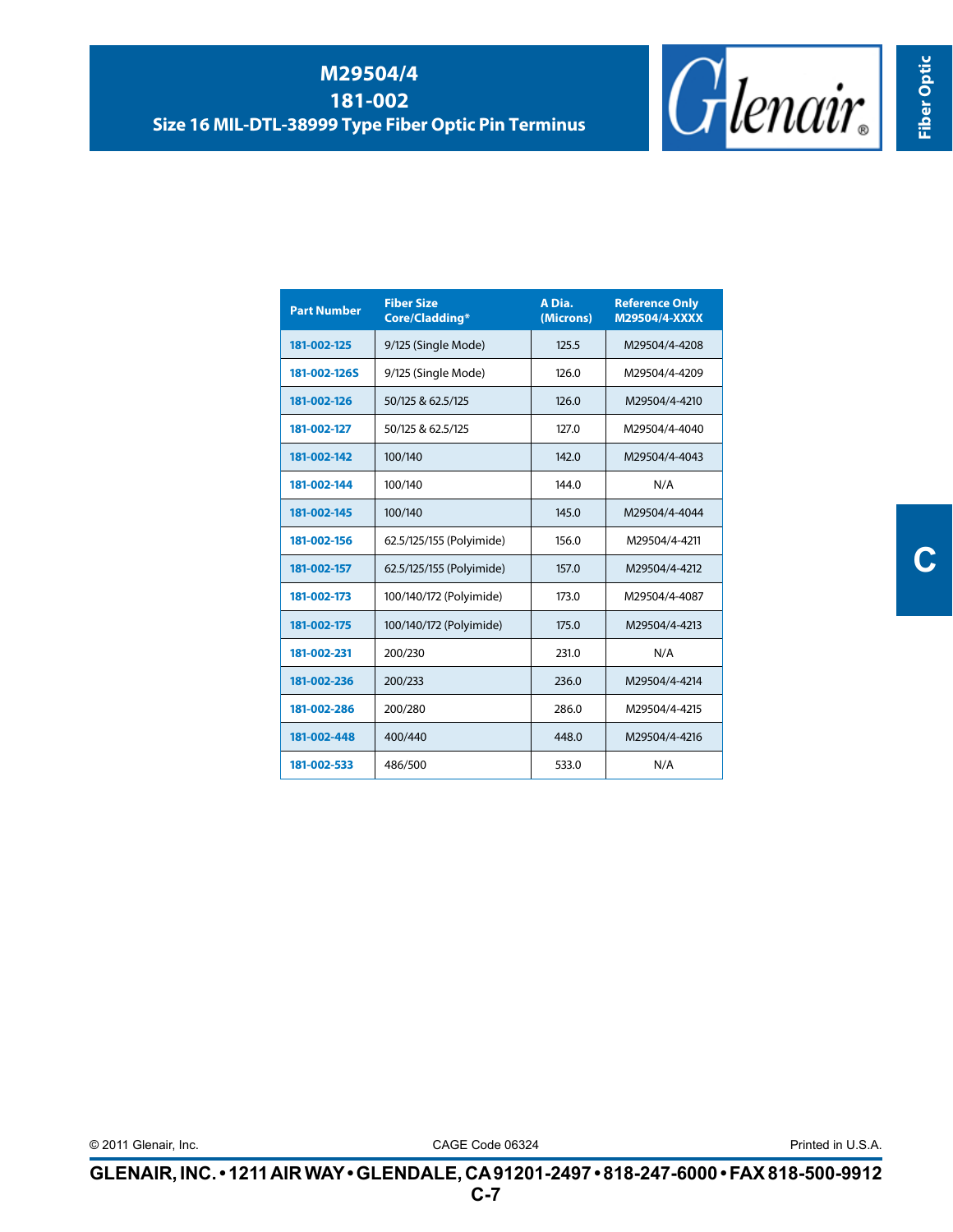# M29504/4
# 181-002
## Size 16 MIL-DTL-38999 Type Fiber Optic Pin Terminus

| Part Number | Fiber Size Core/Cladding* | A Dia. (Microns) | Reference Only M29504/4-XXXX |
|---|---|---|---|
| 181-002-125 | 9/125 (Single Mode) | 125.5 | M29504/4-4208 |
| 181-002-126S | 9/125 (Single Mode) | 126.0 | M29504/4-4209 |
| 181-002-126 | 50/125 & 62.5/125 | 126.0 | M29504/4-4210 |
| 181-002-127 | 50/125 & 62.5/125 | 127.0 | M29504/4-4040 |
| 181-002-142 | 100/140 | 142.0 | M29504/4-4043 |
| 181-002-144 | 100/140 | 144.0 | N/A |
| 181-002-145 | 100/140 | 145.0 | M29504/4-4044 |
| 181-002-156 | 62.5/125/155 (Polyimide) | 156.0 | M29504/4-4211 |
| 181-002-157 | 62.5/125/155 (Polyimide) | 157.0 | M29504/4-4212 |
| 181-002-173 | 100/140/172 (Polyimide) | 173.0 | M29504/4-4087 |
| 181-002-175 | 100/140/172 (Polyimide) | 175.0 | M29504/4-4213 |
| 181-002-231 | 200/230 | 231.0 | N/A |
| 181-002-236 | 200/233 | 236.0 | M29504/4-4214 |
| 181-002-286 | 200/280 | 286.0 | M29504/4-4215 |
| 181-002-448 | 400/440 | 448.0 | M29504/4-4216 |
| 181-002-533 | 486/500 | 533.0 | N/A |

© 2011 Glenair, Inc. CAGE Code 06324 Printed in U.S.A.

GLENAIR, INC. • 1211 AIR WAY • GLENDALE, CA 91201-2497 • 818-247-6000 • FAX 818-500-9912